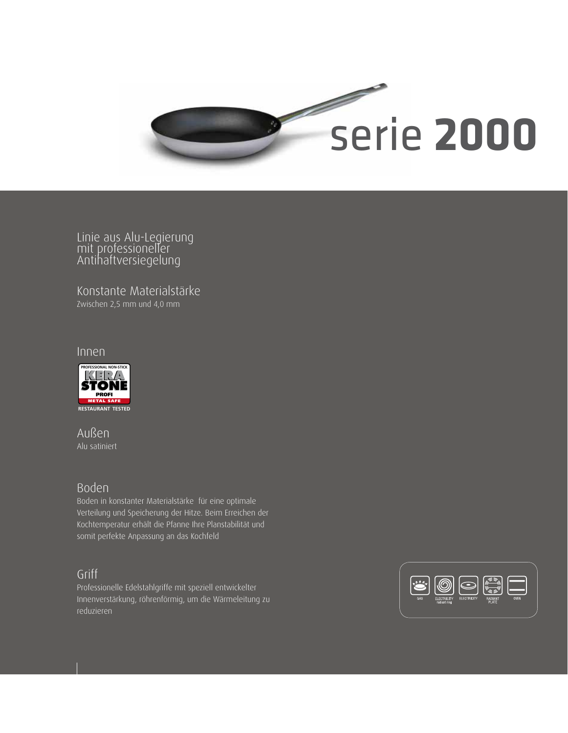# serie **2000**

## Linie aus Alu-Legierung mit professioneller Antihaftversiegelung

### Konstante Materialstärke

Zwischen 2,5 mm und 4,0 mm

### Innen

PROFESSIONAL NON-STICK KERA STONE PROFI METAL SAFE RESTAURANT TESTED

### Außen

Alu satiniert

### Boden

Boden in konstanter Materialstärke für eine optimale Verteilung und Speicherung der Hitze. Beim Erreichen der Kochtemperatur erhält die Pfanne Ihre Planstabilität und somit perfekte Anpassung an das Kochfeld

### Griff

Professionelle Edelstahlgriffe mit speziell entwickelter Innenverstärkung, röhrenförmig, um die Wärmeleitung zu reduzieren

GAS | ELECTRICITY radiant ring | ELECTRICITY | RADIANT PLATE | OVEN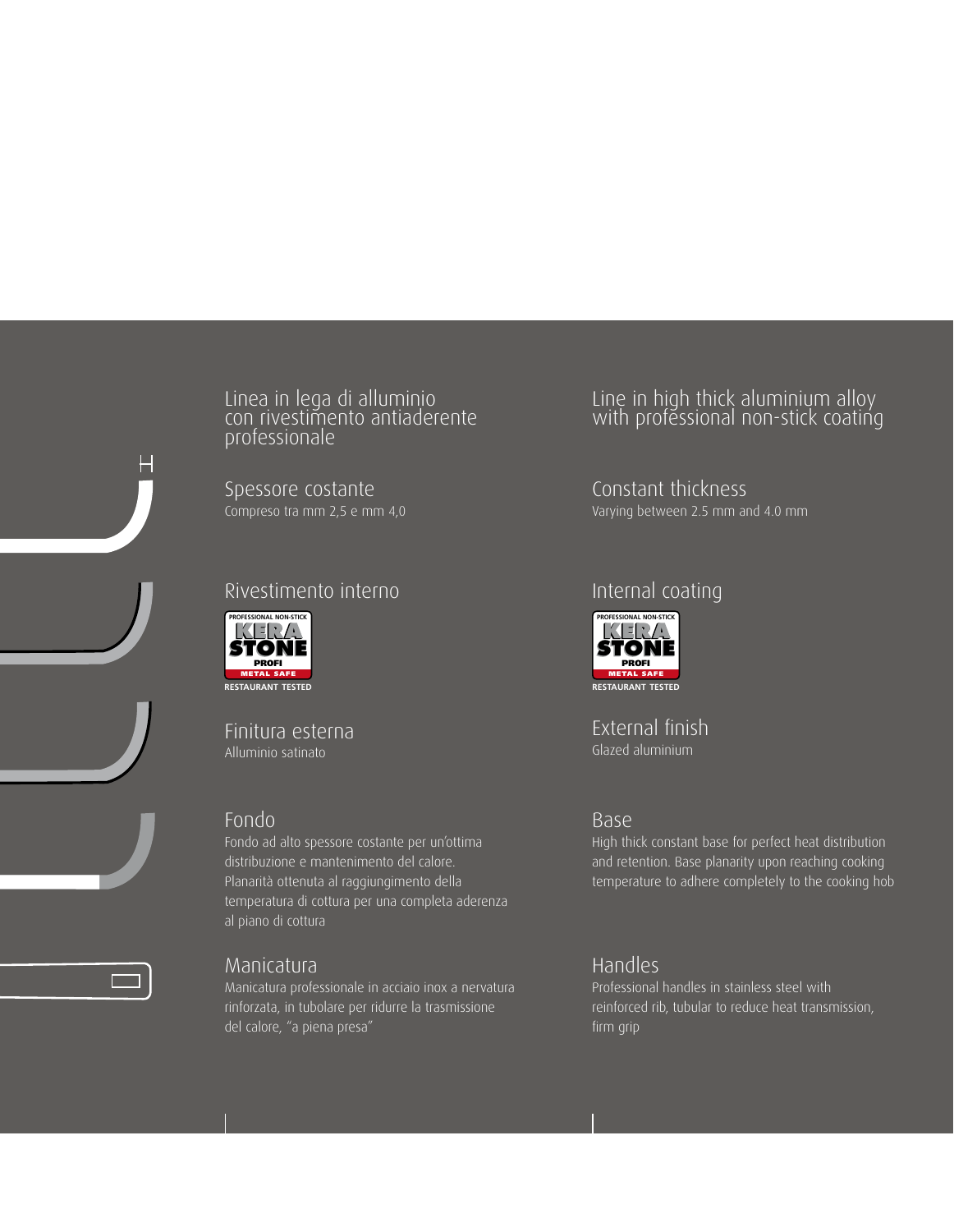## Linea in lega di alluminio con rivestimento antiaderente professionale

### Spessore costante
Compreso tra mm 2,5 e mm 4,0

### Rivestimento interno
PROFESSIONAL NON-STICK KERA STONE PROFI METAL SAFE
RESTAURANT TESTED

### Finitura esterna
Alluminio satinato

### Fondo
Fondo ad alto spessore costante per un'ottima distribuzione e mantenimento del calore. Planarità ottenuta al raggiungimento della temperatura di cottura per una completa aderenza al piano di cottura

### Manicatura
Manicatura professionale in acciaio inox a nervatura rinforzata, in tubolare per ridurre la trasmissione del calore, "a piena presa"

## Line in high thick aluminium alloy with professional non-stick coating

### Constant thickness
Varying between 2.5 mm and 4.0 mm

### Internal coating
PROFESSIONAL NON-STICK KERA STONE PROFI METAL SAFE
RESTAURANT TESTED

### External finish
Glazed aluminium

### Base
High thick constant base for perfect heat distribution and retention. Base planarity upon reaching cooking temperature to adhere completely to the cooking hob

### Handles
Professional handles in stainless steel with reinforced rib, tubular to reduce heat transmission, firm grip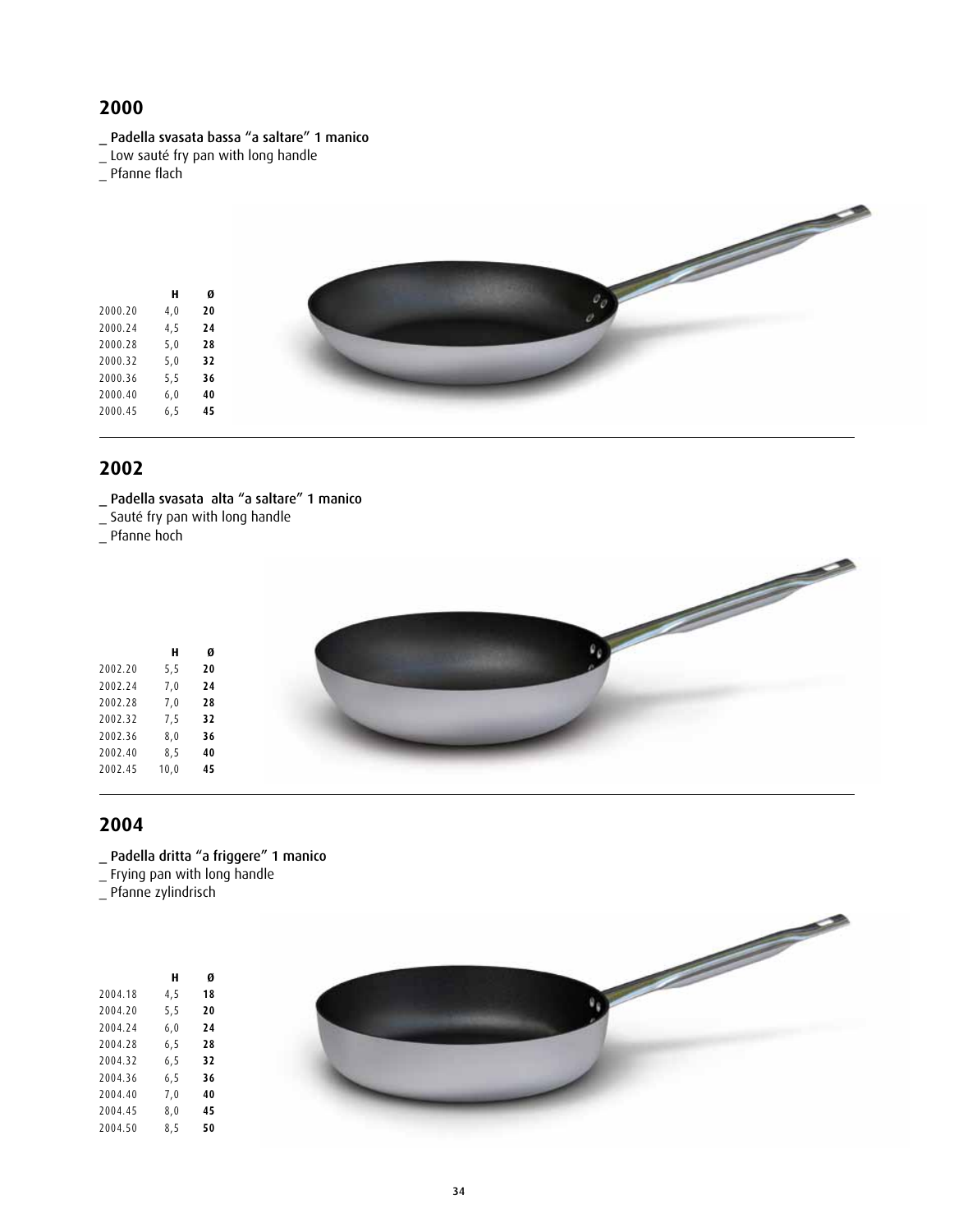## 2000

_ Padella svasata bassa “a saltare” 1 manico
_ Low sauté fry pan with long handle
_ Pfanne flach

| | H | Ø |
|---|---|---|
| 2000.20 | 4,0 | **20** |
| 2000.24 | 4,5 | **24** |
| 2000.28 | 5,0 | **28** |
| 2000.32 | 5,0 | **32** |
| 2000.36 | 5,5 | **36** |
| 2000.40 | 6,0 | **40** |
| 2000.45 | 6,5 | **45** |

## 2002

_ Padella svasata  alta “a saltare” 1 manico
_ Sauté fry pan with long handle
_ Pfanne hoch

| | H | Ø |
|---|---|---|
| 2002.20 | 5,5 | **20** |
| 2002.24 | 7,0 | **24** |
| 2002.28 | 7,0 | **28** |
| 2002.32 | 7,5 | **32** |
| 2002.36 | 8,0 | **36** |
| 2002.40 | 8,5 | **40** |
| 2002.45 | 10,0 | **45** |

## 2004

_ Padella dritta “a friggere” 1 manico
_ Frying pan with long handle
_ Pfanne zylindrisch

| | H | Ø |
|---|---|---|
| 2004.18 | 4,5 | **18** |
| 2004.20 | 5,5 | **20** |
| 2004.24 | 6,0 | **24** |
| 2004.28 | 6,5 | **28** |
| 2004.32 | 6,5 | **32** |
| 2004.36 | 6,5 | **36** |
| 2004.40 | 7,0 | **40** |
| 2004.45 | 8,0 | **45** |
| 2004.50 | 8,5 | **50** |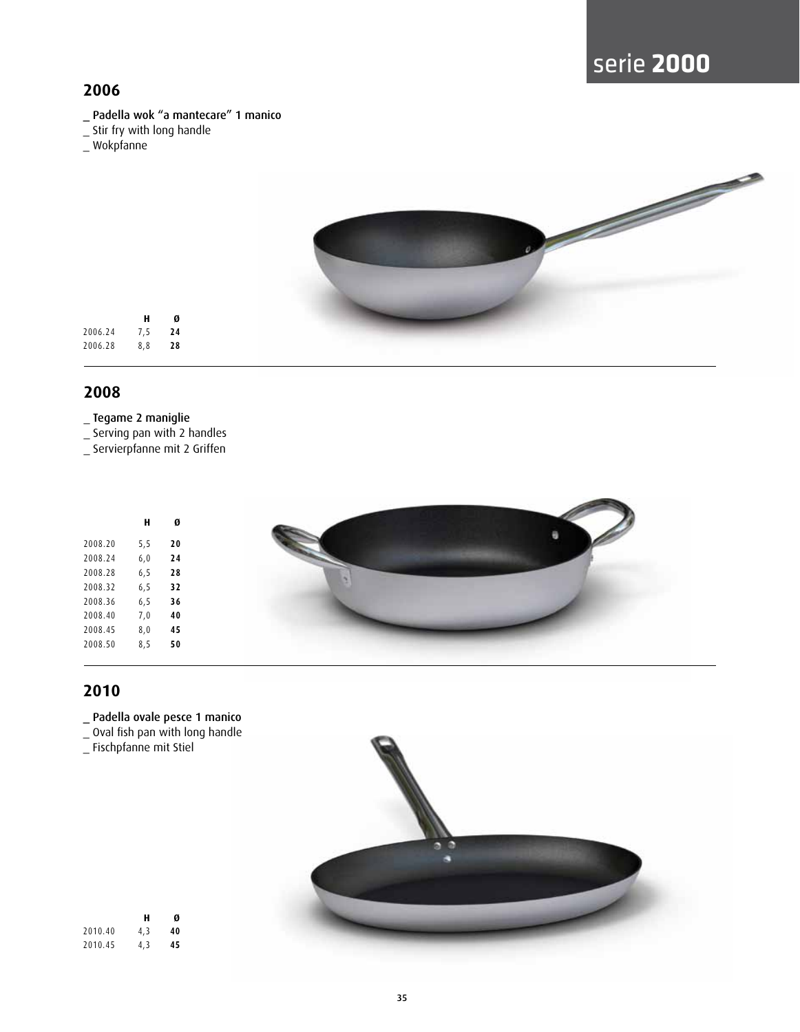# serie **2000**

## 2006

_ Padella wok "a mantecare" 1 manico
_ Stir fry with long handle
_ Wokpfanne

| | H | Ø |
|---|---|---|
| 2006.24 | 7,5 | **24** |
| 2006.28 | 8,8 | **28** |

## 2008

_ Tegame 2 maniglie
_ Serving pan with 2 handles
_ Servierpfanne mit 2 Griffen

| | H | Ø |
|---|---|---|
| 2008.20 | 5,5 | **20** |
| 2008.24 | 6,0 | **24** |
| 2008.28 | 6,5 | **28** |
| 2008.32 | 6,5 | **32** |
| 2008.36 | 6,5 | **36** |
| 2008.40 | 7,0 | **40** |
| 2008.45 | 8,0 | **45** |
| 2008.50 | 8,5 | **50** |

## 2010

_ Padella ovale pesce 1 manico
_ Oval fish pan with long handle
_ Fischpfanne mit Stiel

| | H | Ø |
|---|---|---|
| 2010.40 | 4,3 | **40** |
| 2010.45 | 4,3 | **45** |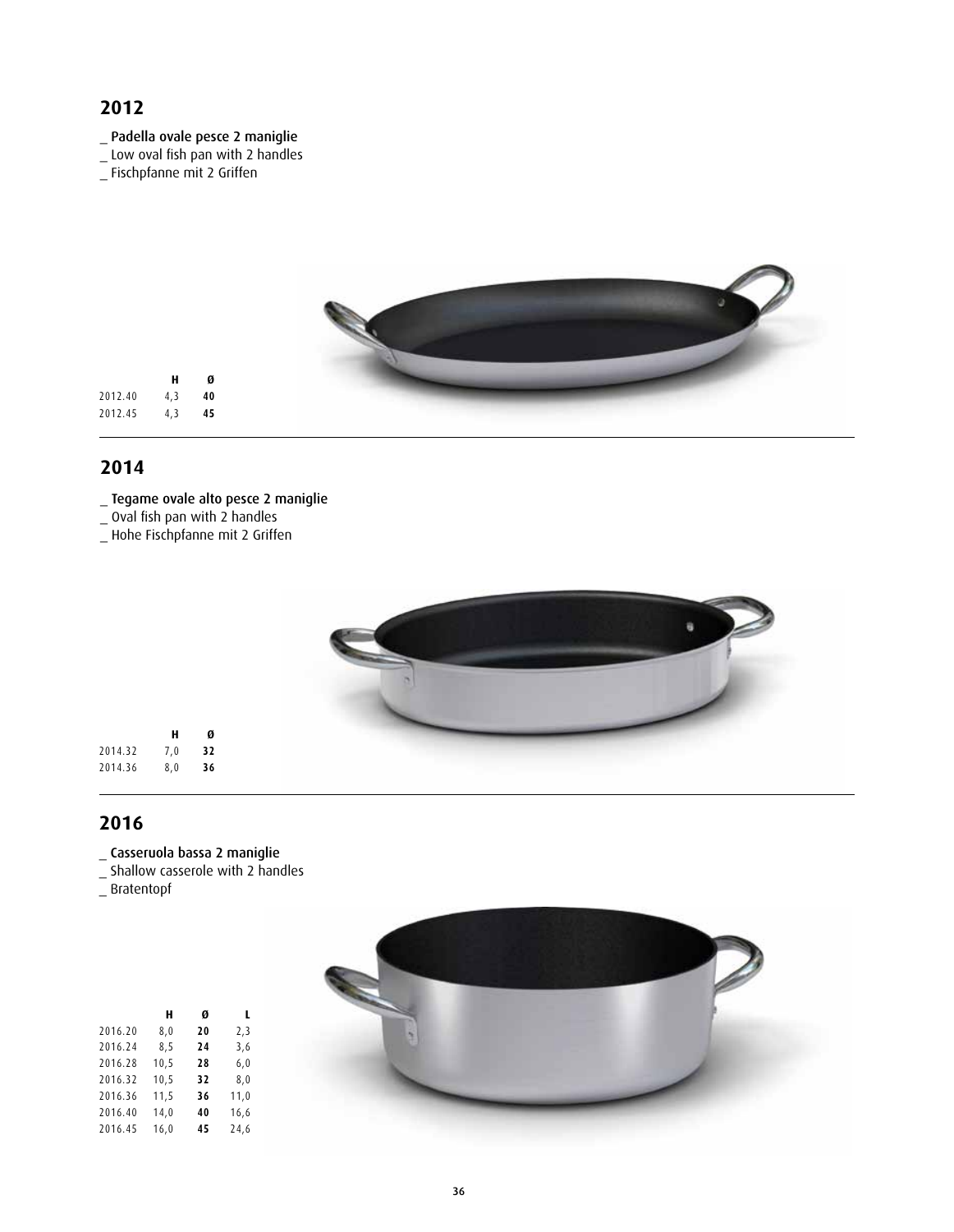## 2012

_ Padella ovale pesce 2 maniglie
_ Low oval fish pan with 2 handles
_ Fischpfanne mit 2 Griffen

| | H | Ø |
|---|---|---|
| 2012.40 | 4,3 | **40** |
| 2012.45 | 4,3 | **45** |

## 2014

_ Tegame ovale alto pesce 2 maniglie
_ Oval fish pan with 2 handles
_ Hohe Fischpfanne mit 2 Griffen

| | H | Ø |
|---|---|---|
| 2014.32 | 7,0 | **32** |
| 2014.36 | 8,0 | **36** |

## 2016

_ Casseruola bassa 2 maniglie
_ Shallow casserole with 2 handles
_ Bratentopf

| | H | Ø | L |
|---|---|---|---|
| 2016.20 | 8,0 | **20** | 2,3 |
| 2016.24 | 8,5 | **24** | 3,6 |
| 2016.28 | 10,5 | **28** | 6,0 |
| 2016.32 | 10,5 | **32** | 8,0 |
| 2016.36 | 11,5 | **36** | 11,0 |
| 2016.40 | 14,0 | **40** | 16,6 |
| 2016.45 | 16,0 | **45** | 24,6 |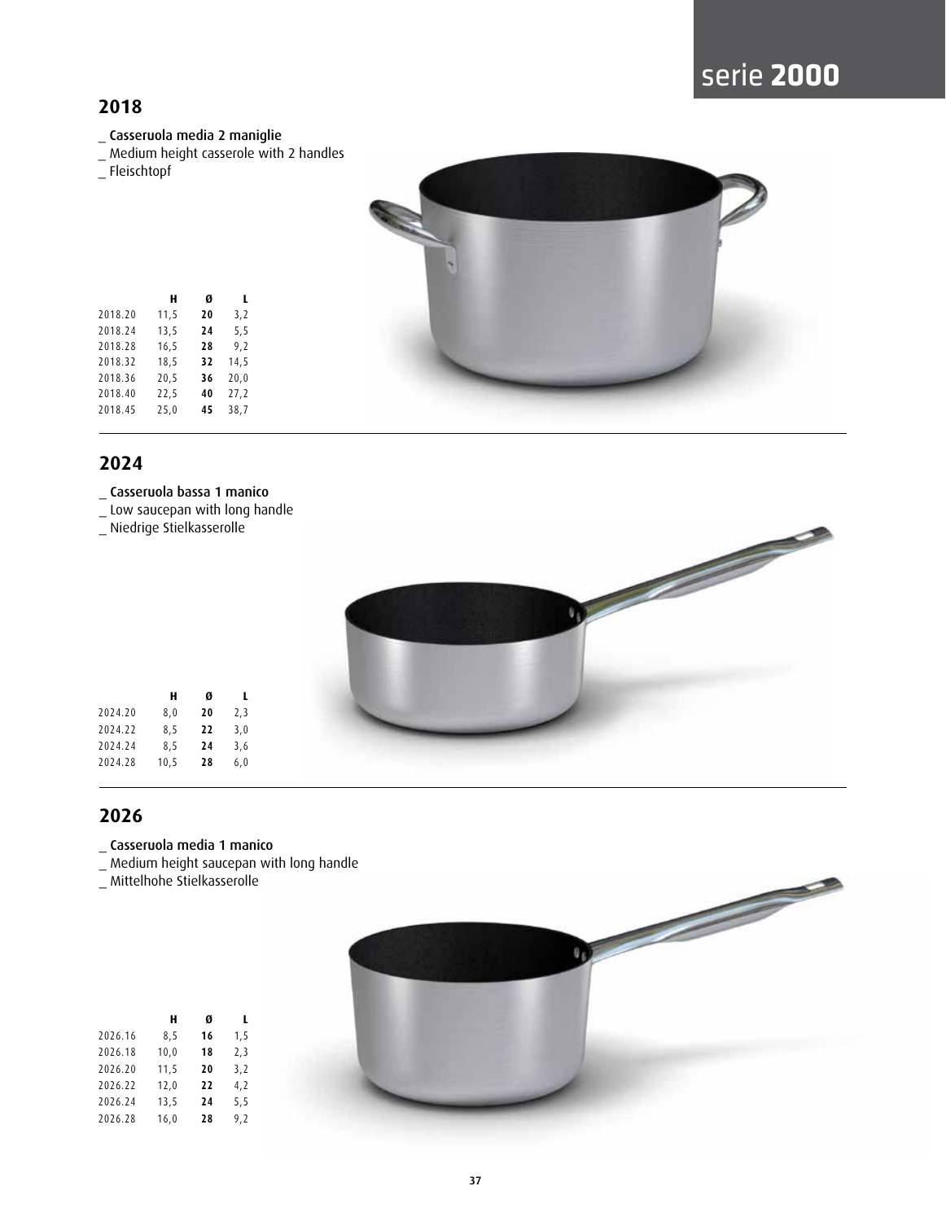# serie **2000**

## 2018

_ Casseruola media 2 maniglie
_ Medium height casserole with 2 handles
_ Fleischtopf

| | H | Ø | L |
|---|---|---|---|
| 2018.20 | 11,5 | **20** | 3,2 |
| 2018.24 | 13,5 | **24** | 5,5 |
| 2018.28 | 16,5 | **28** | 9,2 |
| 2018.32 | 18,5 | **32** | 14,5 |
| 2018.36 | 20,5 | **36** | 20,0 |
| 2018.40 | 22,5 | **40** | 27,2 |
| 2018.45 | 25,0 | **45** | 38,7 |

## 2024

_ Casseruola bassa 1 manico
_ Low saucepan with long handle
_ Niedrige Stielkasserolle

| | H | Ø | L |
|---|---|---|---|
| 2024.20 | 8,0 | **20** | 2,3 |
| 2024.22 | 8,5 | **22** | 3,0 |
| 2024.24 | 8,5 | **24** | 3,6 |
| 2024.28 | 10,5 | **28** | 6,0 |

## 2026

_ Casseruola media 1 manico
_ Medium height saucepan with long handle
_ Mittelhohe Stielkasserolle

| | H | Ø | L |
|---|---|---|---|
| 2026.16 | 8,5 | **16** | 1,5 |
| 2026.18 | 10,0 | **18** | 2,3 |
| 2026.20 | 11,5 | **20** | 3,2 |
| 2026.22 | 12,0 | **22** | 4,2 |
| 2026.24 | 13,5 | **24** | 5,5 |
| 2026.28 | 16,0 | **28** | 9,2 |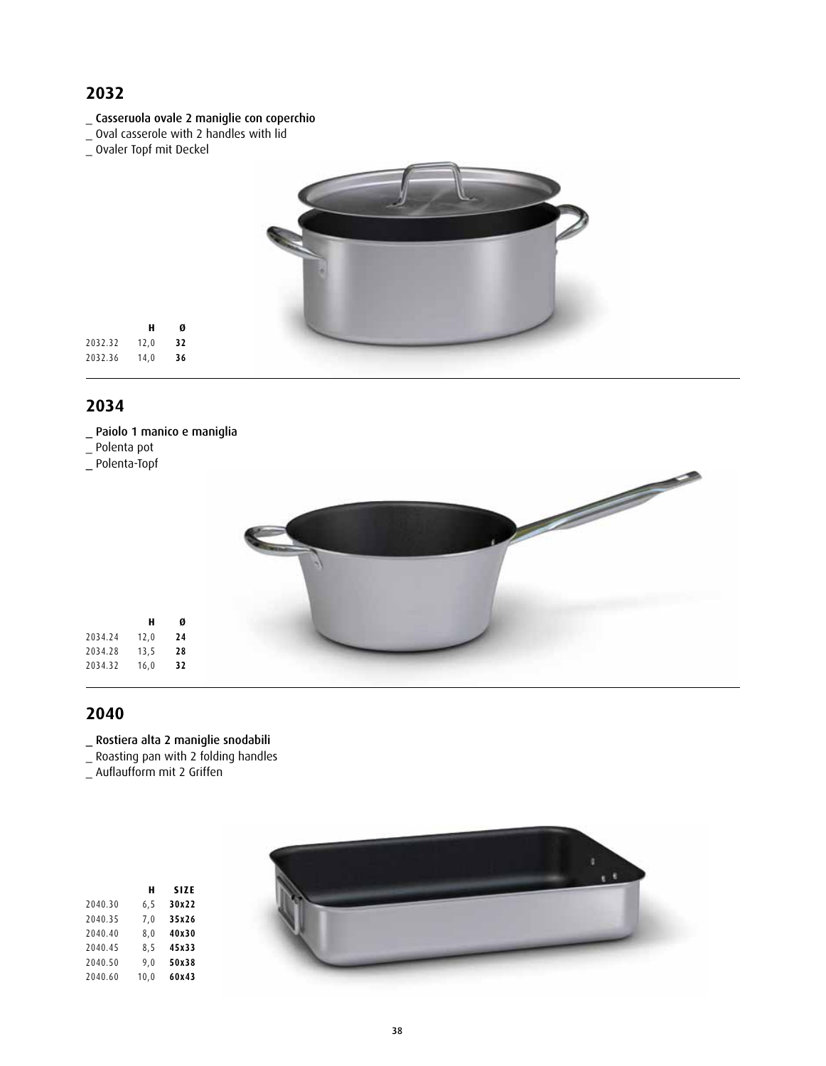## 2032

_ Casseruola ovale 2 maniglie con coperchio
_ Oval casserole with 2 handles with lid
_ Ovaler Topf mit Deckel

| | H | Ø |
|---|---|---|
| 2032.32 | 12,0 | **32** |
| 2032.36 | 14,0 | **36** |

## 2034

_ Paiolo 1 manico e maniglia
_ Polenta pot
_ Polenta-Topf

| | H | Ø |
|---|---|---|
| 2034.24 | 12,0 | **24** |
| 2034.28 | 13,5 | **28** |
| 2034.32 | 16,0 | **32** |

## 2040

_ Rostiera alta 2 maniglie snodabili
_ Roasting pan with 2 folding handles
_ Auflaufform mit 2 Griffen

| | H | SIZE |
|---|---|---|
| 2040.30 | 6,5 | **30x22** |
| 2040.35 | 7,0 | **35x26** |
| 2040.40 | 8,0 | **40x30** |
| 2040.45 | 8,5 | **45x33** |
| 2040.50 | 9,0 | **50x38** |
| 2040.60 | 10,0 | **60x43** |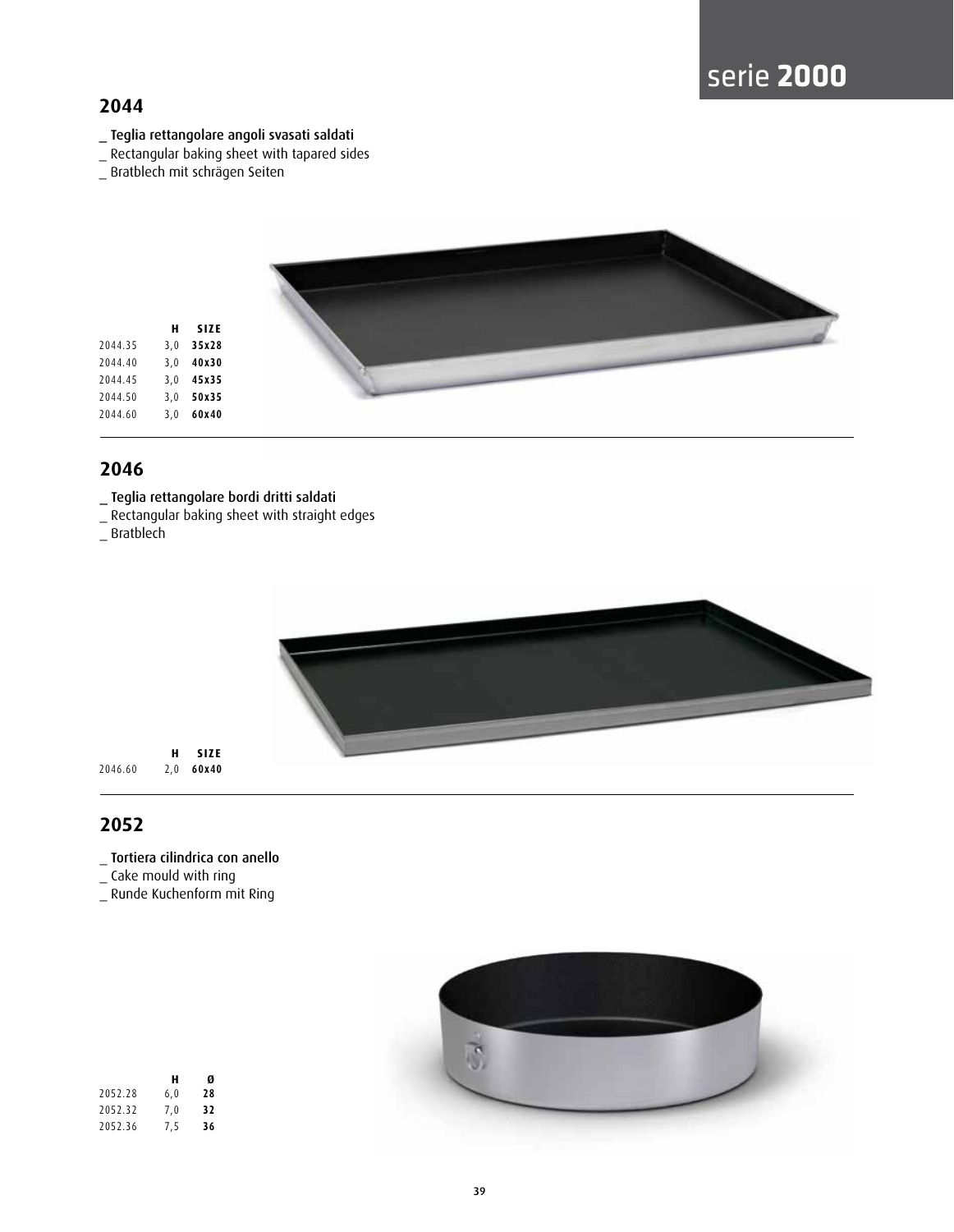## 2044

_ Teglia rettangolare angoli svasati saldati
_ Rectangular baking sheet with tapared sides
_ Bratblech mit schrägen Seiten

| | H | SIZE |
|---|---|---|
| 2044.35 | 3,0 | **35x28** |
| 2044.40 | 3,0 | **40x30** |
| 2044.45 | 3,0 | **45x35** |
| 2044.50 | 3,0 | **50x35** |
| 2044.60 | 3,0 | **60x40** |

## 2046

_ Teglia rettangolare bordi dritti saldati
_ Rectangular baking sheet with straight edges
_ Bratblech

| | H | SIZE |
|---|---|---|
| 2046.60 | 2,0 | **60x40** |

## 2052

_ Tortiera cilindrica con anello
_ Cake mould with ring
_ Runde Kuchenform mit Ring

| | H | Ø |
|---|---|---|
| 2052.28 | 6,0 | **28** |
| 2052.32 | 7,0 | **32** |
| 2052.36 | 7,5 | **36** |